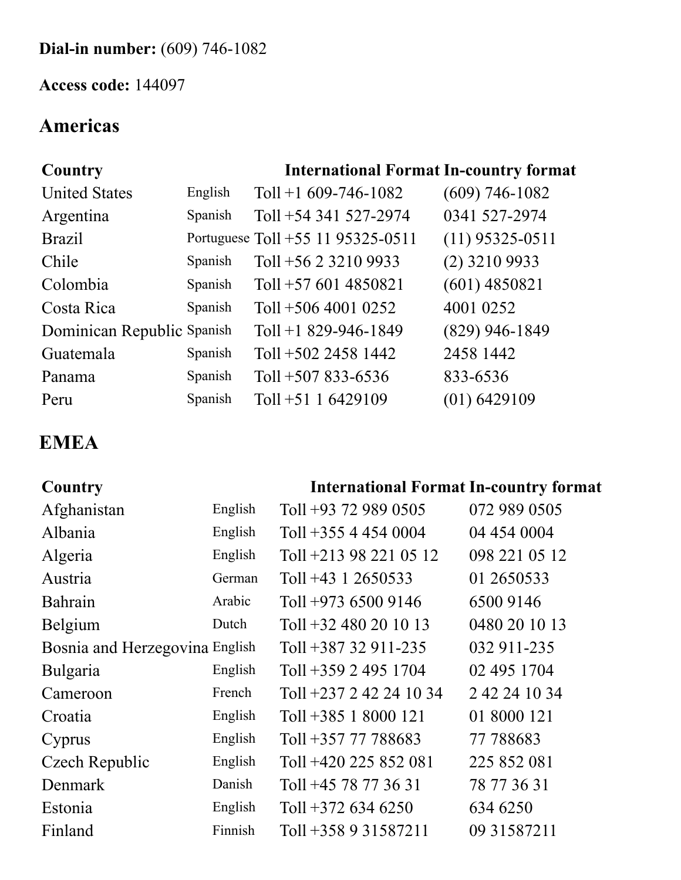**Dial-in number:** (609) 746-1082

**Access code:** 144097

## Americas

| Country | | International Format | In-country format |
| --- | --- | --- | --- |
| United States | English | Toll +1 609-746-1082 | (609) 746-1082 |
| Argentina | Spanish | Toll +54 341 527-2974 | 0341 527-2974 |
| Brazil | Portuguese | Toll +55 11 95325-0511 | (11) 95325-0511 |
| Chile | Spanish | Toll +56 2 3210 9933 | (2) 3210 9933 |
| Colombia | Spanish | Toll +57 601 4850821 | (601) 4850821 |
| Costa Rica | Spanish | Toll +506 4001 0252 | 4001 0252 |
| Dominican Republic | Spanish | Toll +1 829-946-1849 | (829) 946-1849 |
| Guatemala | Spanish | Toll +502 2458 1442 | 2458 1442 |
| Panama | Spanish | Toll +507 833-6536 | 833-6536 |
| Peru | Spanish | Toll +51 1 6429109 | (01) 6429109 |

## EMEA

| Country | | International Format | In-country format |
| --- | --- | --- | --- |
| Afghanistan | English | Toll +93 72 989 0505 | 072 989 0505 |
| Albania | English | Toll +355 4 454 0004 | 04 454 0004 |
| Algeria | English | Toll +213 98 221 05 12 | 098 221 05 12 |
| Austria | German | Toll +43 1 2650533 | 01 2650533 |
| Bahrain | Arabic | Toll +973 6500 9146 | 6500 9146 |
| Belgium | Dutch | Toll +32 480 20 10 13 | 0480 20 10 13 |
| Bosnia and Herzegovina | English | Toll +387 32 911-235 | 032 911-235 |
| Bulgaria | English | Toll +359 2 495 1704 | 02 495 1704 |
| Cameroon | French | Toll +237 2 42 24 10 34 | 2 42 24 10 34 |
| Croatia | English | Toll +385 1 8000 121 | 01 8000 121 |
| Cyprus | English | Toll +357 77 788683 | 77 788683 |
| Czech Republic | English | Toll +420 225 852 081 | 225 852 081 |
| Denmark | Danish | Toll +45 78 77 36 31 | 78 77 36 31 |
| Estonia | English | Toll +372 634 6250 | 634 6250 |
| Finland | Finnish | Toll +358 9 31587211 | 09 31587211 |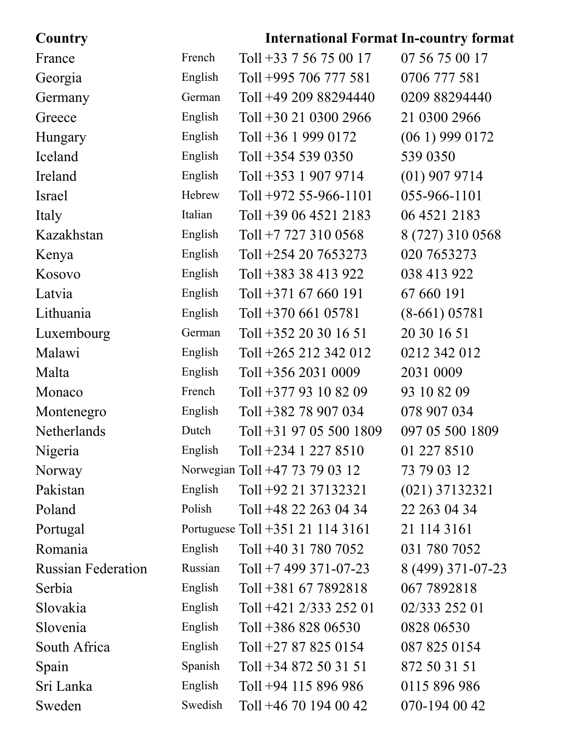| Country | | International Format | In-country format |
|---|---|---|---|
| France | French | Toll +33 7 56 75 00 17 | 07 56 75 00 17 |
| Georgia | English | Toll +995 706 777 581 | 0706 777 581 |
| Germany | German | Toll +49 209 88294440 | 0209 88294440 |
| Greece | English | Toll +30 21 0300 2966 | 21 0300 2966 |
| Hungary | English | Toll +36 1 999 0172 | (06 1) 999 0172 |
| Iceland | English | Toll +354 539 0350 | 539 0350 |
| Ireland | English | Toll +353 1 907 9714 | (01) 907 9714 |
| Israel | Hebrew | Toll +972 55-966-1101 | 055-966-1101 |
| Italy | Italian | Toll +39 06 4521 2183 | 06 4521 2183 |
| Kazakhstan | English | Toll +7 727 310 0568 | 8 (727) 310 0568 |
| Kenya | English | Toll +254 20 7653273 | 020 7653273 |
| Kosovo | English | Toll +383 38 413 922 | 038 413 922 |
| Latvia | English | Toll +371 67 660 191 | 67 660 191 |
| Lithuania | English | Toll +370 661 05781 | (8-661) 05781 |
| Luxembourg | German | Toll +352 20 30 16 51 | 20 30 16 51 |
| Malawi | English | Toll +265 212 342 012 | 0212 342 012 |
| Malta | English | Toll +356 2031 0009 | 2031 0009 |
| Monaco | French | Toll +377 93 10 82 09 | 93 10 82 09 |
| Montenegro | English | Toll +382 78 907 034 | 078 907 034 |
| Netherlands | Dutch | Toll +31 97 05 500 1809 | 097 05 500 1809 |
| Nigeria | English | Toll +234 1 227 8510 | 01 227 8510 |
| Norway | Norwegian | Toll +47 73 79 03 12 | 73 79 03 12 |
| Pakistan | English | Toll +92 21 37132321 | (021) 37132321 |
| Poland | Polish | Toll +48 22 263 04 34 | 22 263 04 34 |
| Portugal | Portuguese | Toll +351 21 114 3161 | 21 114 3161 |
| Romania | English | Toll +40 31 780 7052 | 031 780 7052 |
| Russian Federation | Russian | Toll +7 499 371-07-23 | 8 (499) 371-07-23 |
| Serbia | English | Toll +381 67 7892818 | 067 7892818 |
| Slovakia | English | Toll +421 2/333 252 01 | 02/333 252 01 |
| Slovenia | English | Toll +386 828 06530 | 0828 06530 |
| South Africa | English | Toll +27 87 825 0154 | 087 825 0154 |
| Spain | Spanish | Toll +34 872 50 31 51 | 872 50 31 51 |
| Sri Lanka | English | Toll +94 115 896 986 | 0115 896 986 |
| Sweden | Swedish | Toll +46 70 194 00 42 | 070-194 00 42 |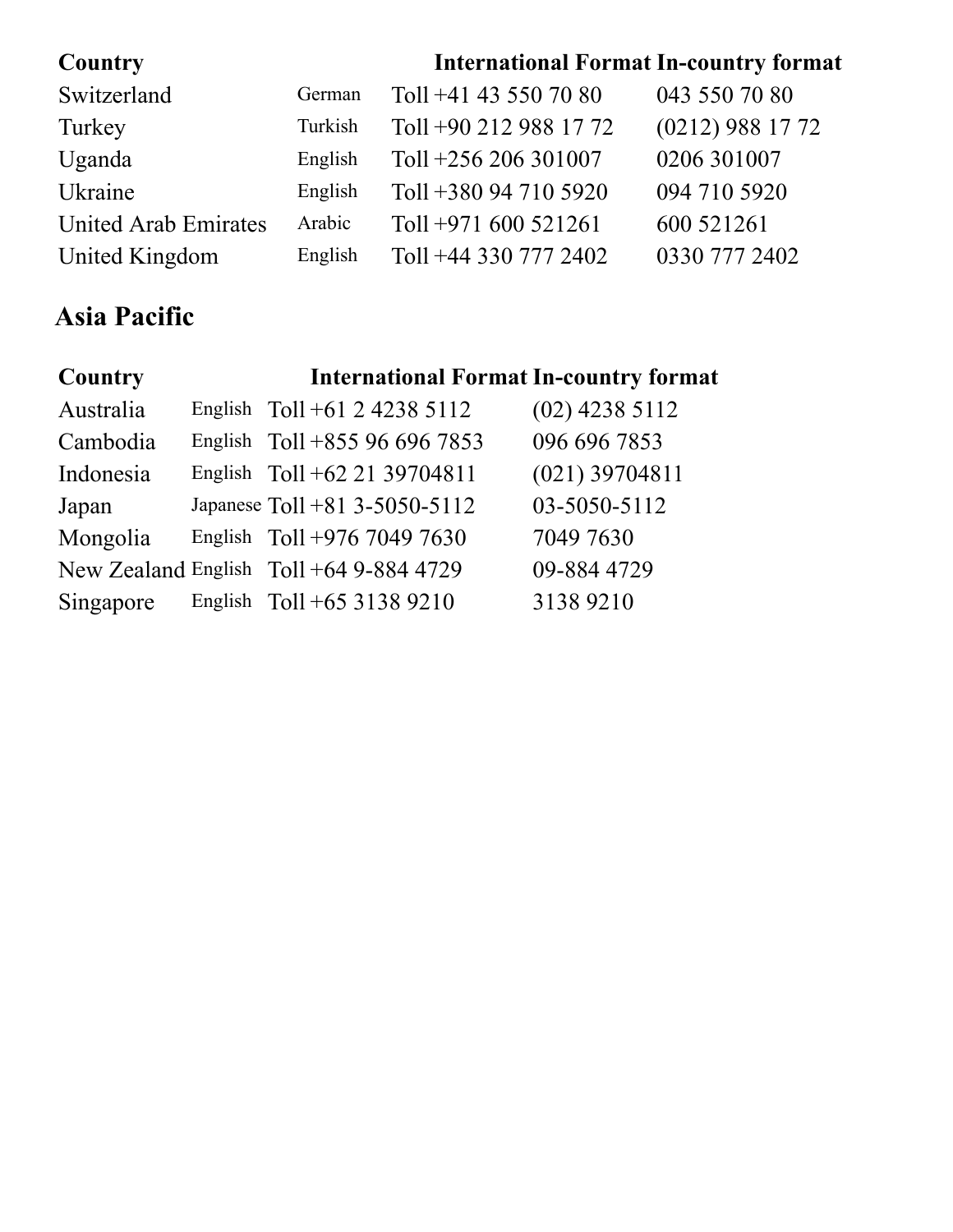| Country | | International Format | In-country format |
|---|---|---|---|
| Switzerland | German | Toll +41 43 550 70 80 | 043 550 70 80 |
| Turkey | Turkish | Toll +90 212 988 17 72 | (0212) 988 17 72 |
| Uganda | English | Toll +256 206 301007 | 0206 301007 |
| Ukraine | English | Toll +380 94 710 5920 | 094 710 5920 |
| United Arab Emirates | Arabic | Toll +971 600 521261 | 600 521261 |
| United Kingdom | English | Toll +44 330 777 2402 | 0330 777 2402 |

## Asia Pacific

| Country | | International Format | In-country format |
|---|---|---|---|
| Australia | English | Toll +61 2 4238 5112 | (02) 4238 5112 |
| Cambodia | English | Toll +855 96 696 7853 | 096 696 7853 |
| Indonesia | English | Toll +62 21 39704811 | (021) 39704811 |
| Japan | Japanese | Toll +81 3-5050-5112 | 03-5050-5112 |
| Mongolia | English | Toll +976 7049 7630 | 7049 7630 |
| New Zealand | English | Toll +64 9-884 4729 | 09-884 4729 |
| Singapore | English | Toll +65 3138 9210 | 3138 9210 |